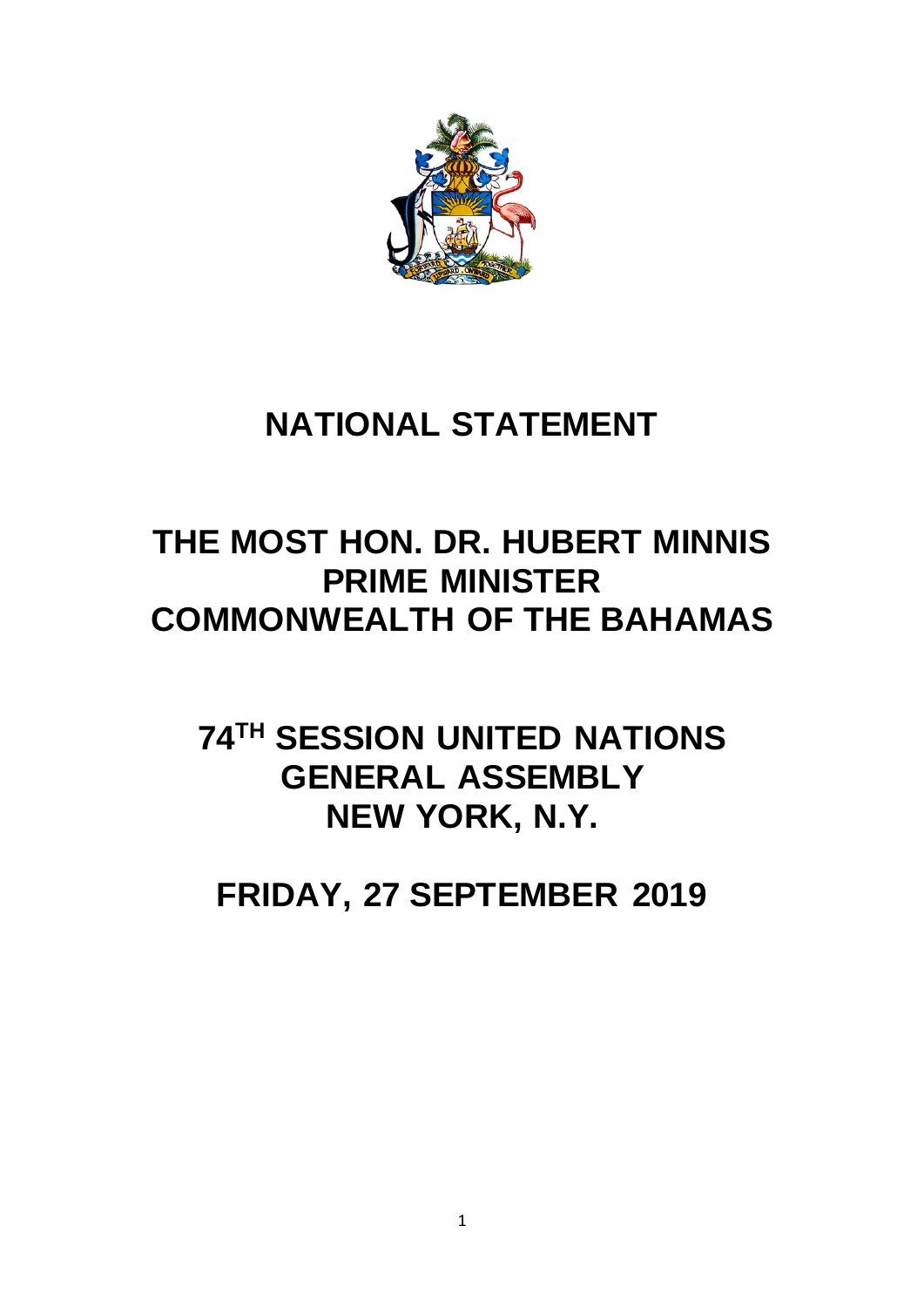# NATIONAL STATEMENT

# THE MOST HON. DR. HUBERT MINNIS
# PRIME MINISTER
# COMMONWEALTH OF THE BAHAMAS

# 74TH SESSION UNITED NATIONS GENERAL ASSEMBLY
# NEW YORK, N.Y.

# FRIDAY, 27 SEPTEMBER 2019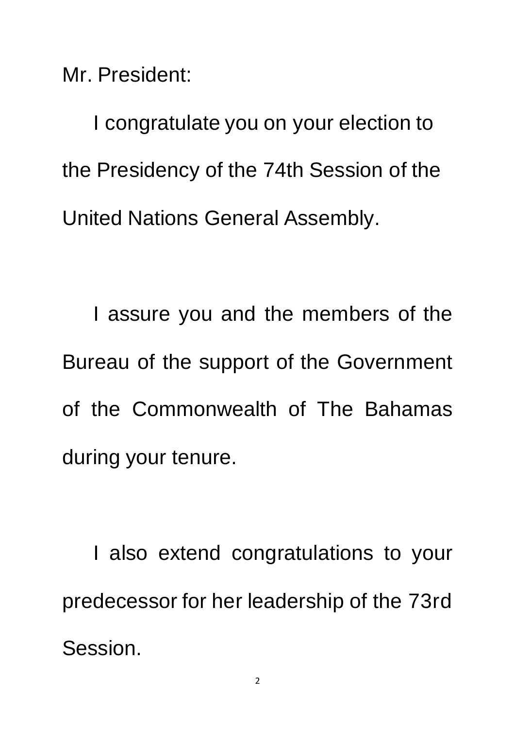Mr. President:

I congratulate you on your election to the Presidency of the 74th Session of the United Nations General Assembly.

I assure you and the members of the Bureau of the support of the Government of the Commonwealth of The Bahamas during your tenure.

I also extend congratulations to your predecessor for her leadership of the 73rd Session.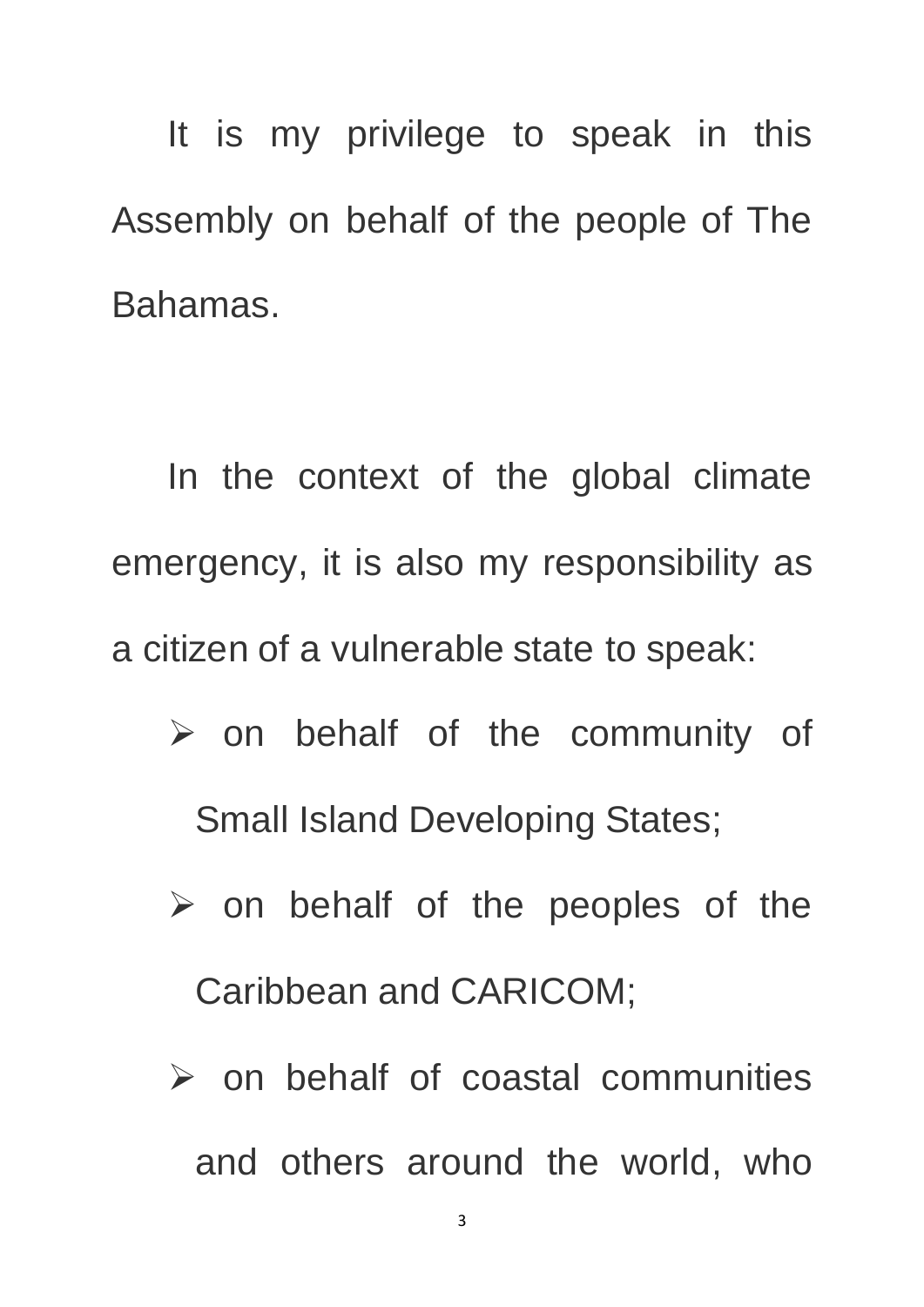It is my privilege to speak in this Assembly on behalf of the people of The Bahamas.

In the context of the global climate emergency, it is also my responsibility as a citizen of a vulnerable state to speak:

- on behalf of the community of Small Island Developing States;
- on behalf of the peoples of the Caribbean and CARICOM;
- on behalf of coastal communities and others around the world, who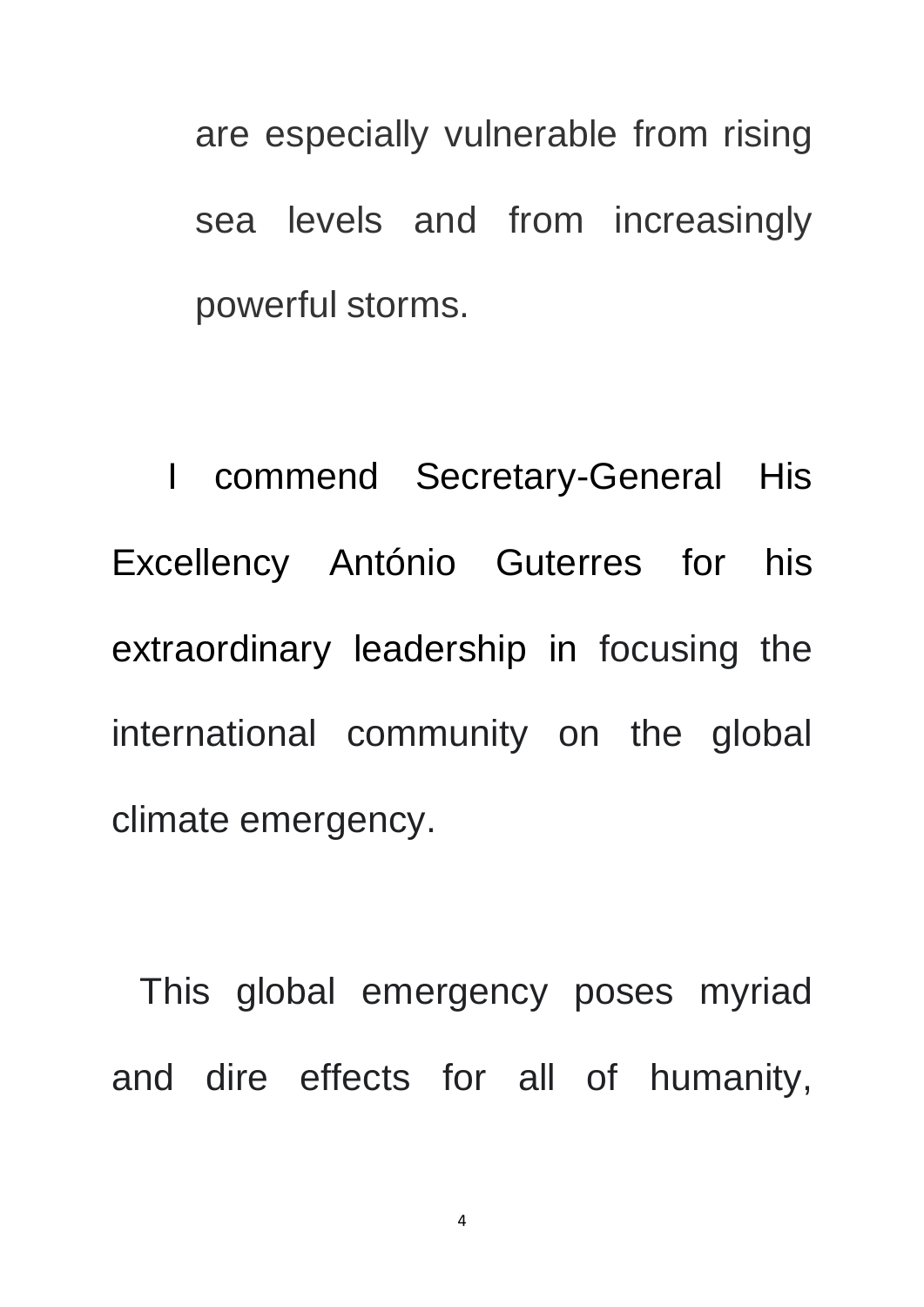are especially vulnerable from rising sea levels and from increasingly powerful storms.

I commend Secretary-General His Excellency António Guterres for his extraordinary leadership in focusing the international community on the global climate emergency.

This global emergency poses myriad and dire effects for all of humanity,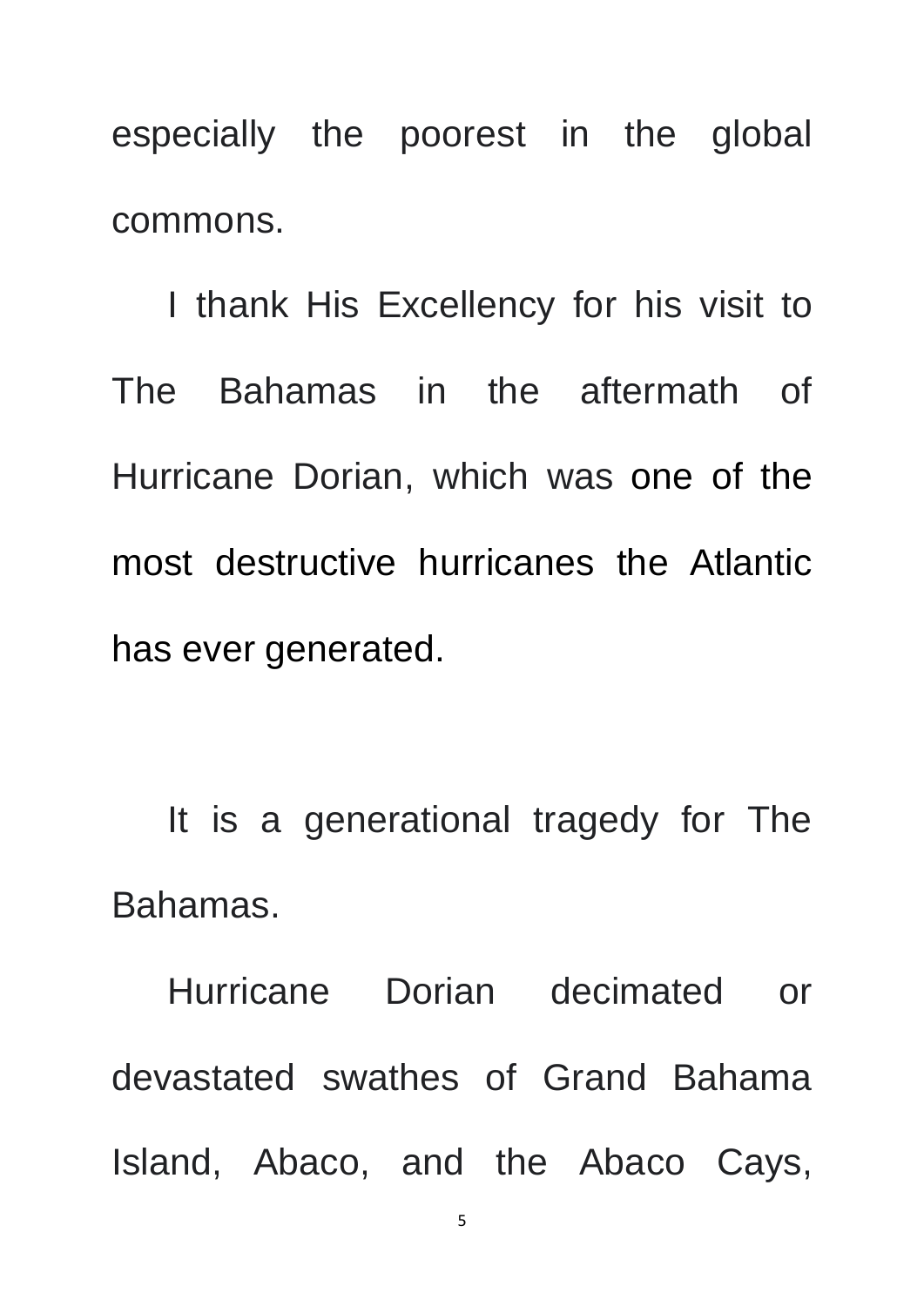especially the poorest in the global commons.

I thank His Excellency for his visit to The Bahamas in the aftermath of Hurricane Dorian, which was one of the most destructive hurricanes the Atlantic has ever generated.

It is a generational tragedy for The Bahamas.

Hurricane Dorian decimated or devastated swathes of Grand Bahama Island, Abaco, and the Abaco Cays,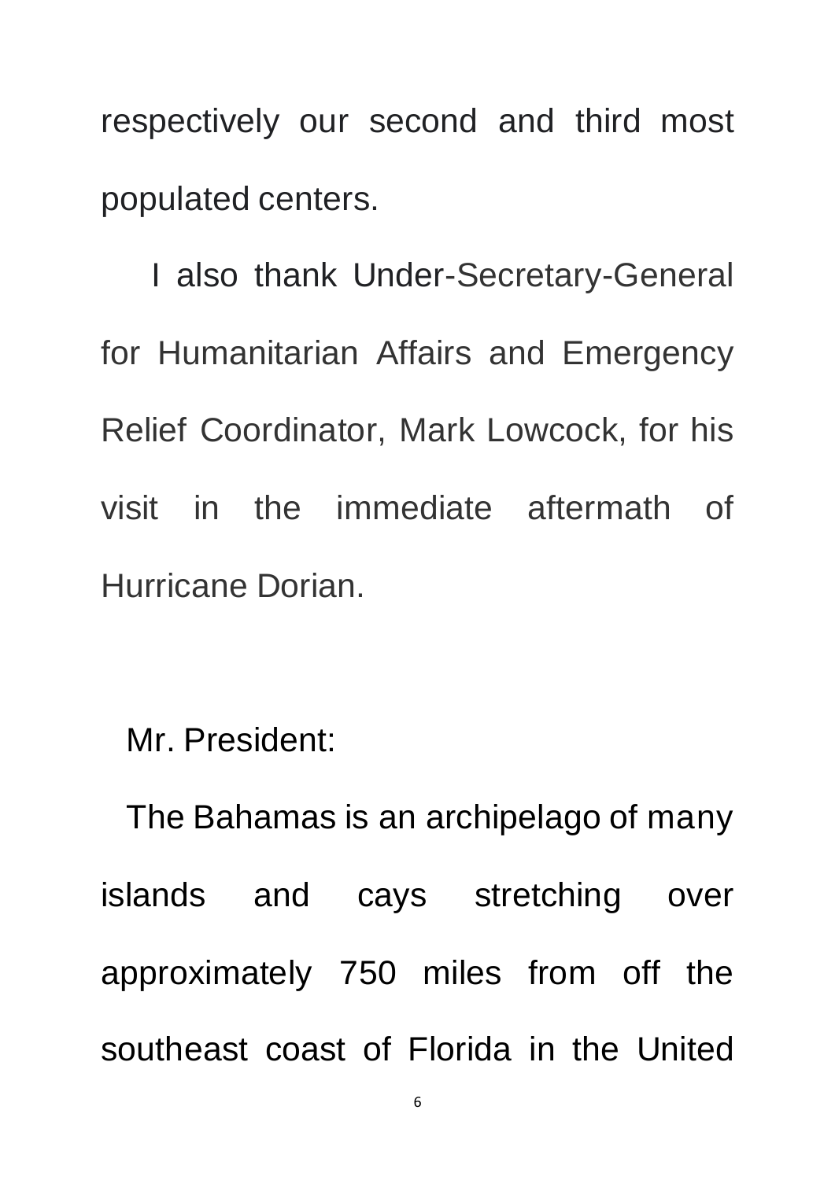respectively our second and third most populated centers.

I also thank Under-Secretary-General for Humanitarian Affairs and Emergency Relief Coordinator, Mark Lowcock, for his visit in the immediate aftermath of Hurricane Dorian.

Mr. President:

The Bahamas is an archipelago of many islands and cays stretching over approximately 750 miles from off the southeast coast of Florida in the United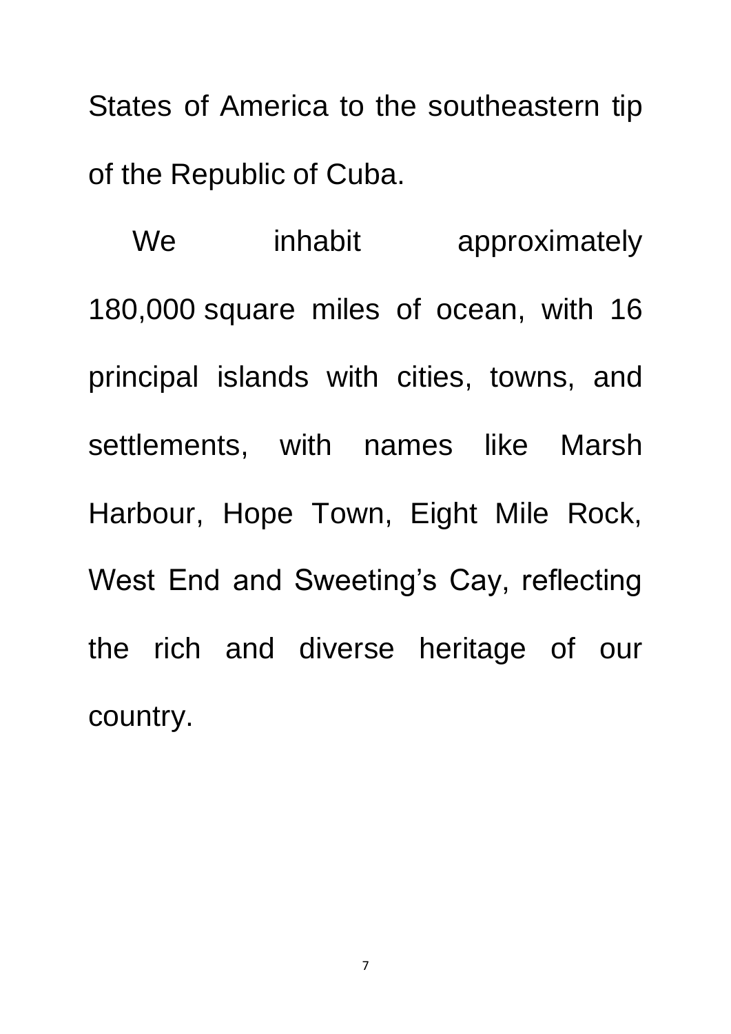States of America to the southeastern tip of the Republic of Cuba.

We inhabit approximately 180,000 square miles of ocean, with 16 principal islands with cities, towns, and settlements, with names like Marsh Harbour, Hope Town, Eight Mile Rock, West End and Sweeting's Cay, reflecting the rich and diverse heritage of our country.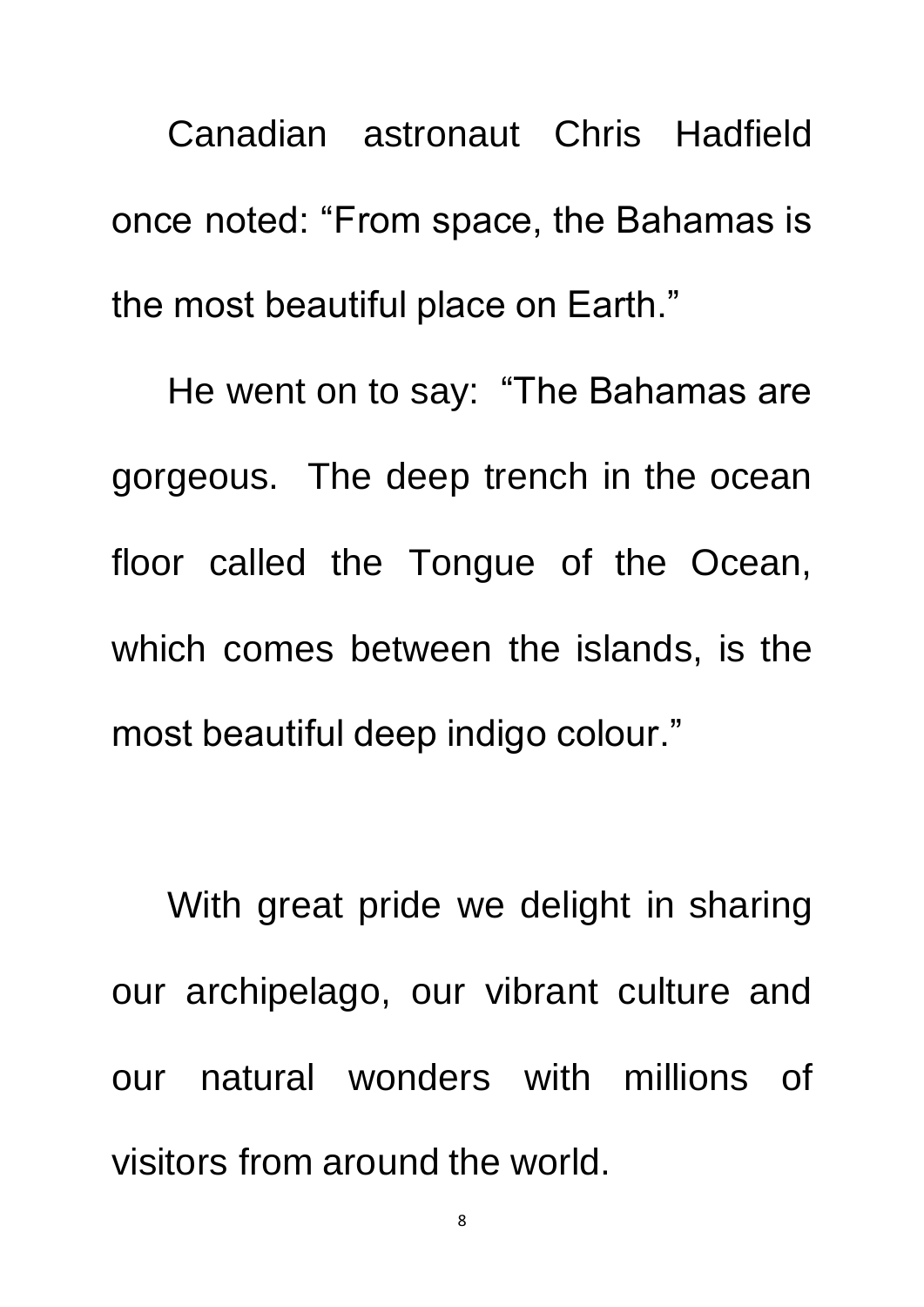Canadian astronaut Chris Hadfield once noted: “From space, the Bahamas is the most beautiful place on Earth.”

He went on to say: “The Bahamas are gorgeous. The deep trench in the ocean floor called the Tongue of the Ocean, which comes between the islands, is the most beautiful deep indigo colour.”

With great pride we delight in sharing our archipelago, our vibrant culture and our natural wonders with millions of visitors from around the world.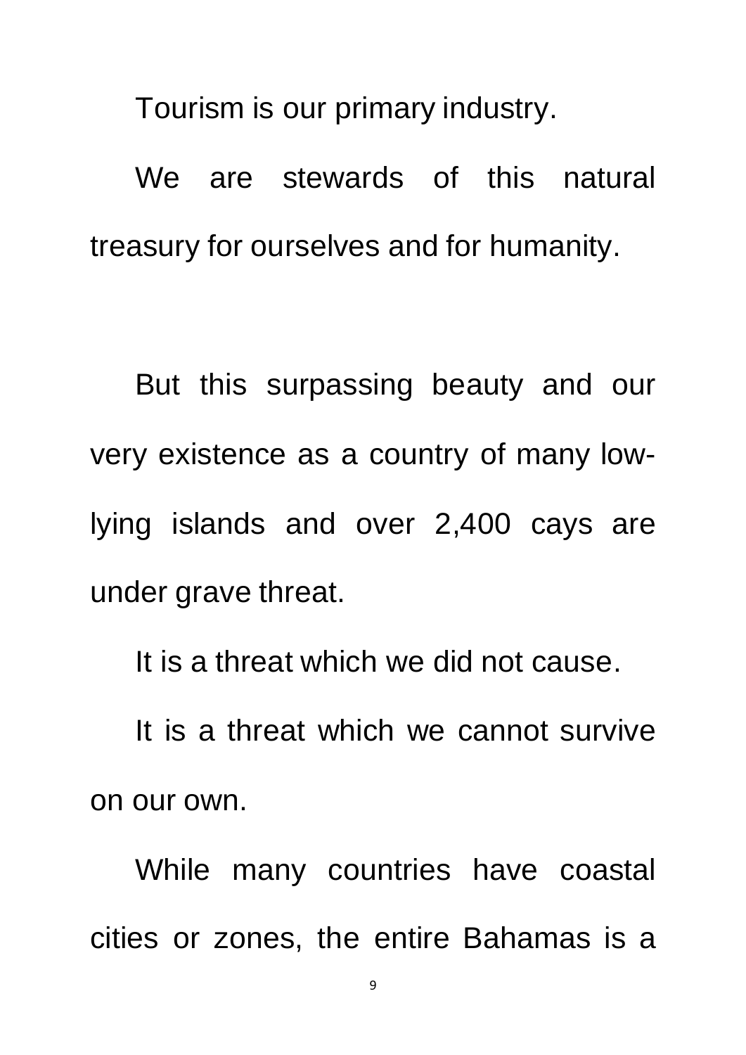Tourism is our primary industry.

We are stewards of this natural treasury for ourselves and for humanity.

But this surpassing beauty and our very existence as a country of many low-lying islands and over 2,400 cays are under grave threat.

It is a threat which we did not cause.

It is a threat which we cannot survive on our own.

While many countries have coastal cities or zones, the entire Bahamas is a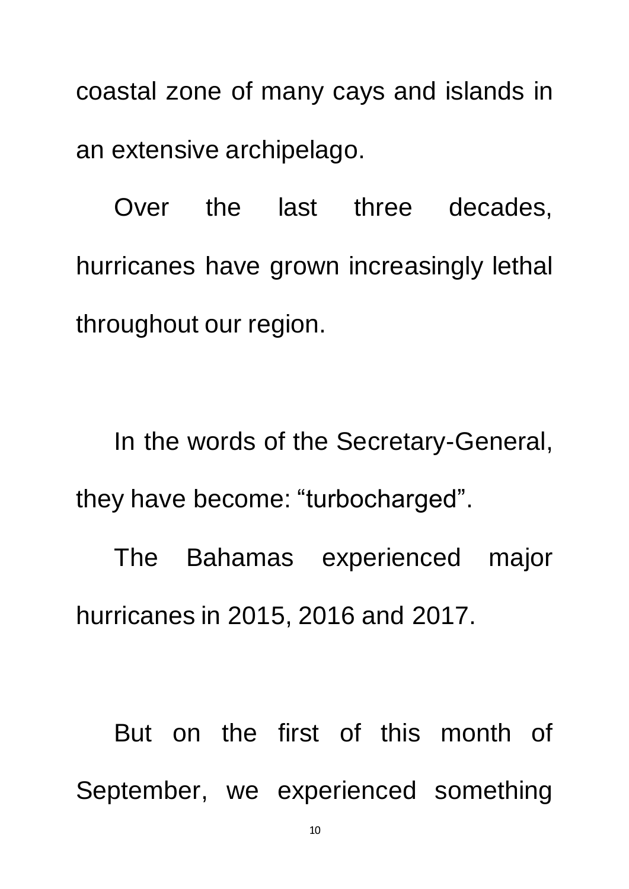coastal zone of many cays and islands in an extensive archipelago.

Over the last three decades, hurricanes have grown increasingly lethal throughout our region.

In the words of the Secretary-General, they have become: “turbocharged”.

The Bahamas experienced major hurricanes in 2015, 2016 and 2017.

But on the first of this month of September, we experienced something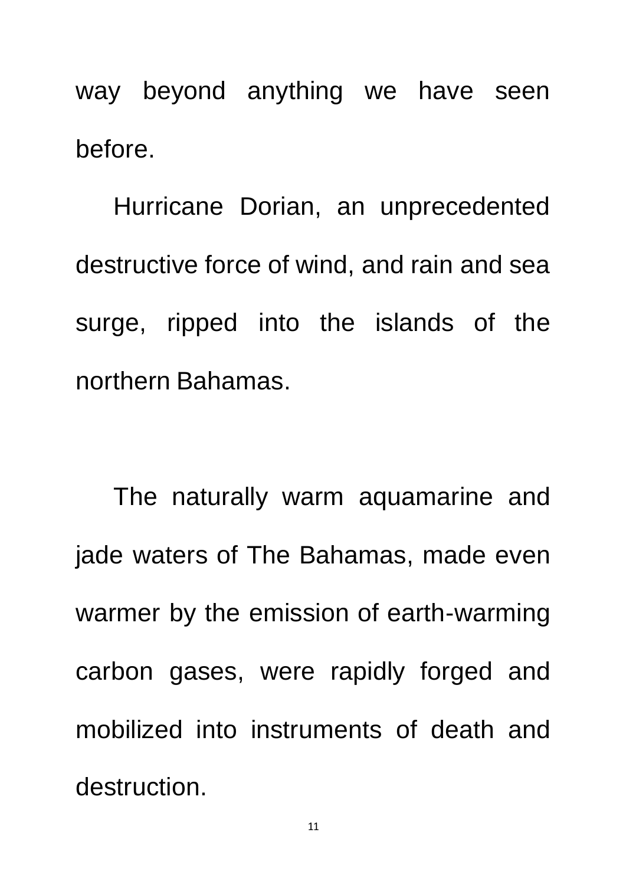way beyond anything we have seen before.

Hurricane Dorian, an unprecedented destructive force of wind, and rain and sea surge, ripped into the islands of the northern Bahamas.

The naturally warm aquamarine and jade waters of The Bahamas, made even warmer by the emission of earth-warming carbon gases, were rapidly forged and mobilized into instruments of death and destruction.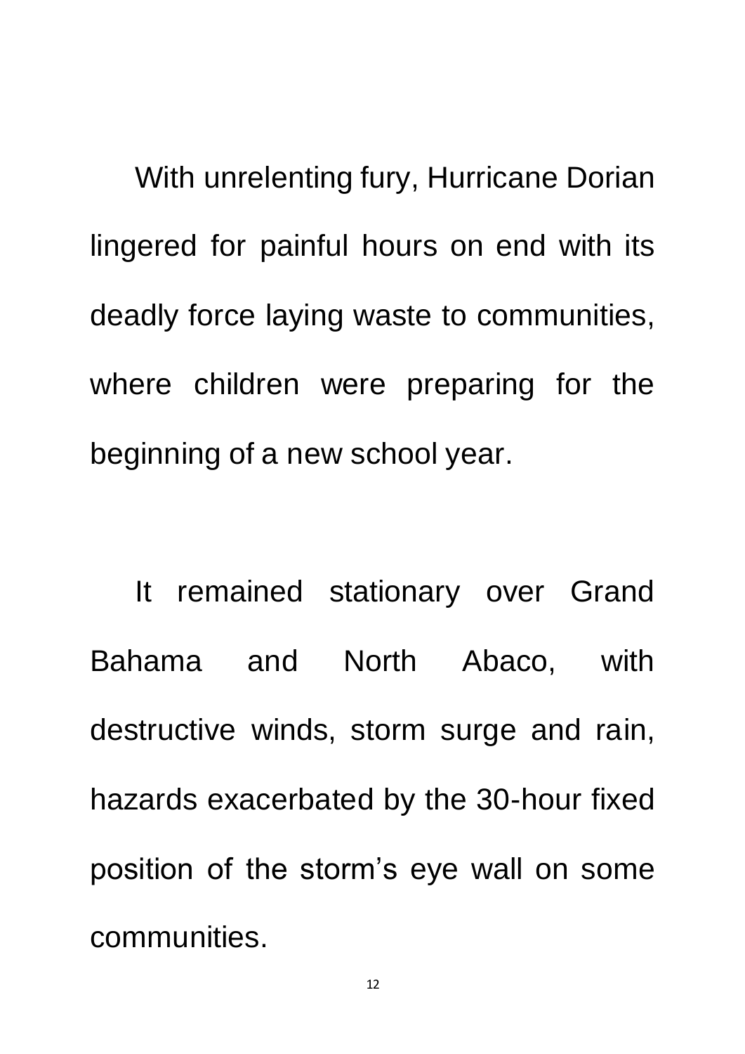With unrelenting fury, Hurricane Dorian lingered for painful hours on end with its deadly force laying waste to communities, where children were preparing for the beginning of a new school year.

It remained stationary over Grand Bahama and North Abaco, with destructive winds, storm surge and rain, hazards exacerbated by the 30-hour fixed position of the storm's eye wall on some communities.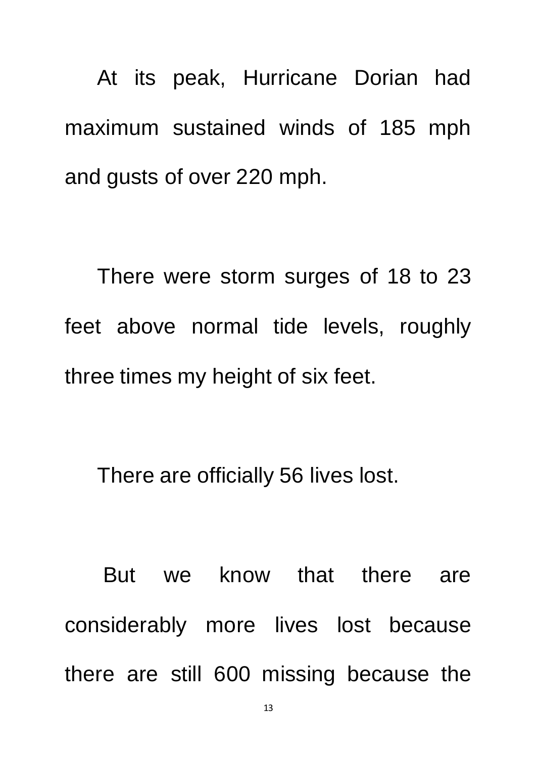At its peak, Hurricane Dorian had maximum sustained winds of 185 mph and gusts of over 220 mph.

There were storm surges of 18 to 23 feet above normal tide levels, roughly three times my height of six feet.

There are officially 56 lives lost.

But we know that there are considerably more lives lost because there are still 600 missing because the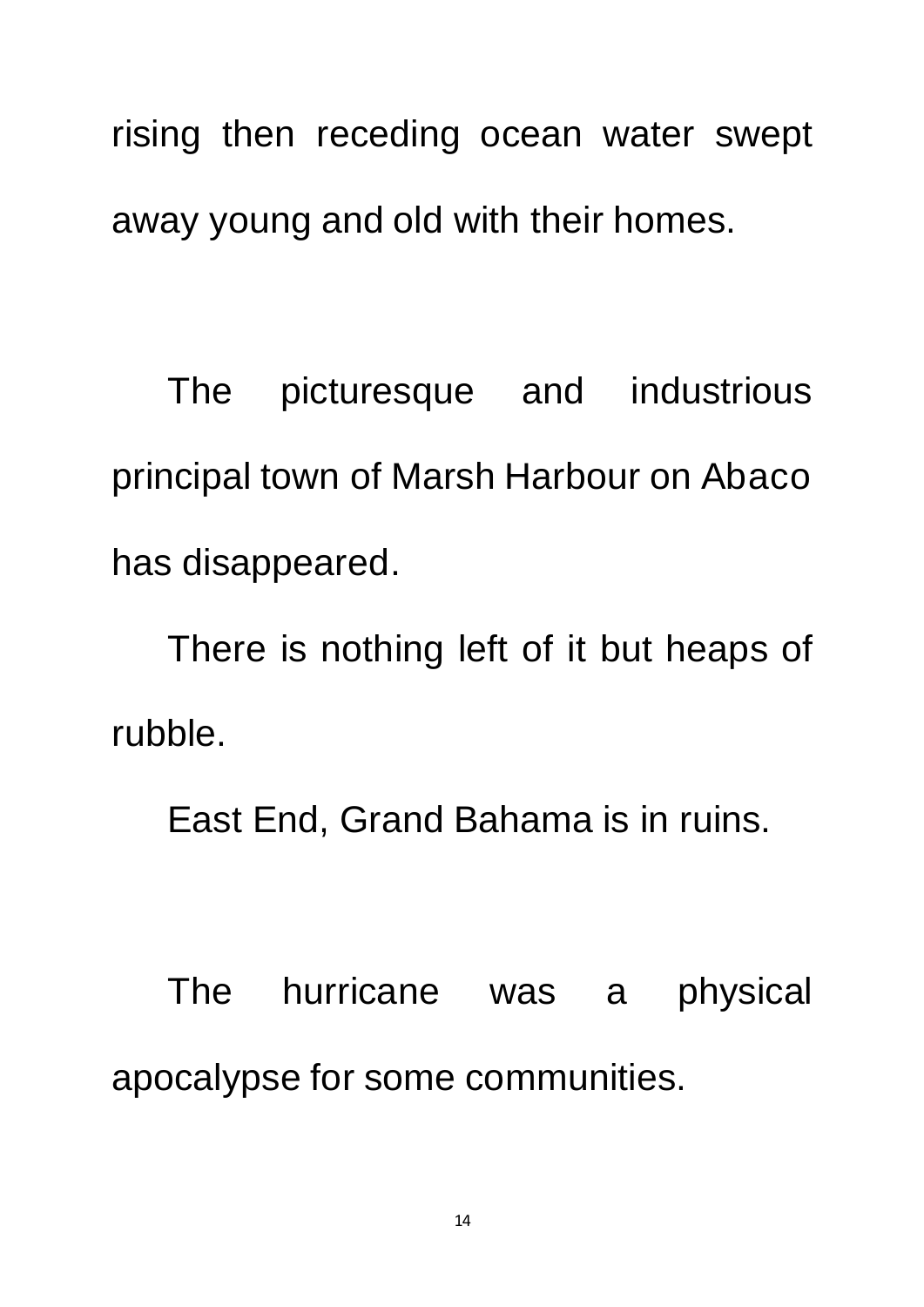rising then receding ocean water swept away young and old with their homes.

The picturesque and industrious principal town of Marsh Harbour on Abaco has disappeared.

There is nothing left of it but heaps of rubble.

East End, Grand Bahama is in ruins.

The hurricane was a physical apocalypse for some communities.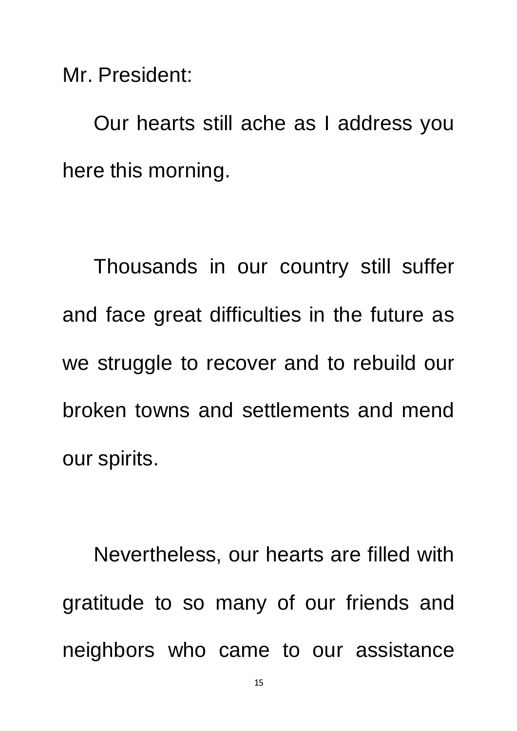Mr. President:

Our hearts still ache as I address you here this morning.

Thousands in our country still suffer and face great difficulties in the future as we struggle to recover and to rebuild our broken towns and settlements and mend our spirits.

Nevertheless, our hearts are filled with gratitude to so many of our friends and neighbors who came to our assistance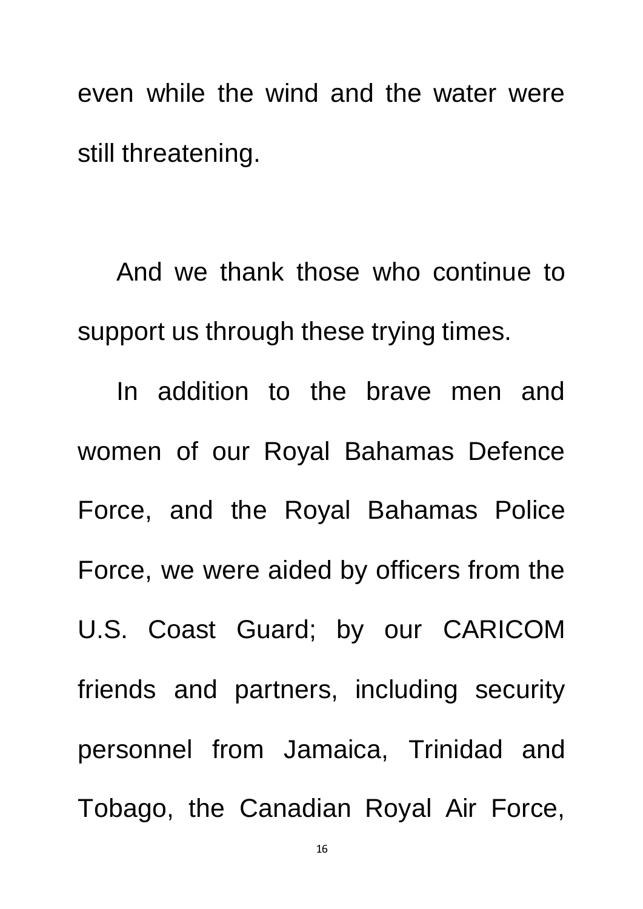even while the wind and the water were still threatening.

And we thank those who continue to support us through these trying times.

In addition to the brave men and women of our Royal Bahamas Defence Force, and the Royal Bahamas Police Force, we were aided by officers from the U.S. Coast Guard; by our CARICOM friends and partners, including security personnel from Jamaica, Trinidad and Tobago, the Canadian Royal Air Force,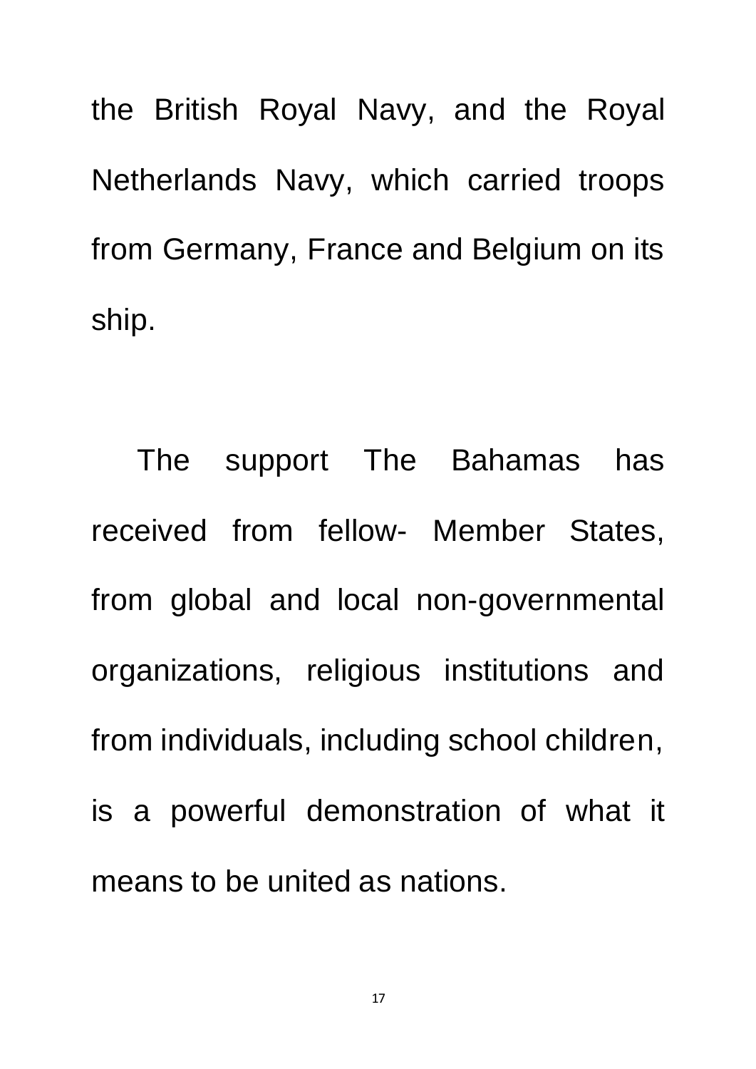the British Royal Navy, and the Royal Netherlands Navy, which carried troops from Germany, France and Belgium on its ship.

The support The Bahamas has received from fellow- Member States, from global and local non-governmental organizations, religious institutions and from individuals, including school children, is a powerful demonstration of what it means to be united as nations.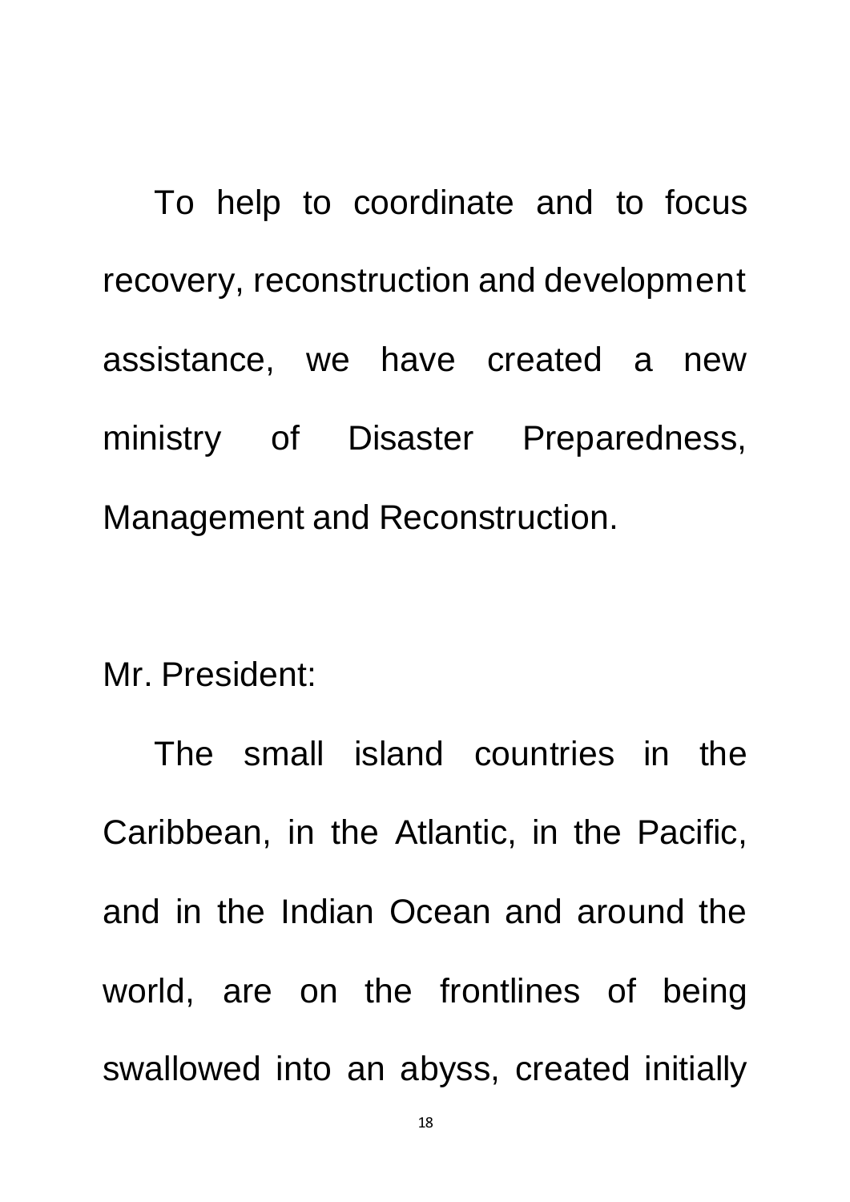To help to coordinate and to focus recovery, reconstruction and development assistance, we have created a new ministry of Disaster Preparedness, Management and Reconstruction.

Mr. President:

The small island countries in the Caribbean, in the Atlantic, in the Pacific, and in the Indian Ocean and around the world, are on the frontlines of being swallowed into an abyss, created initially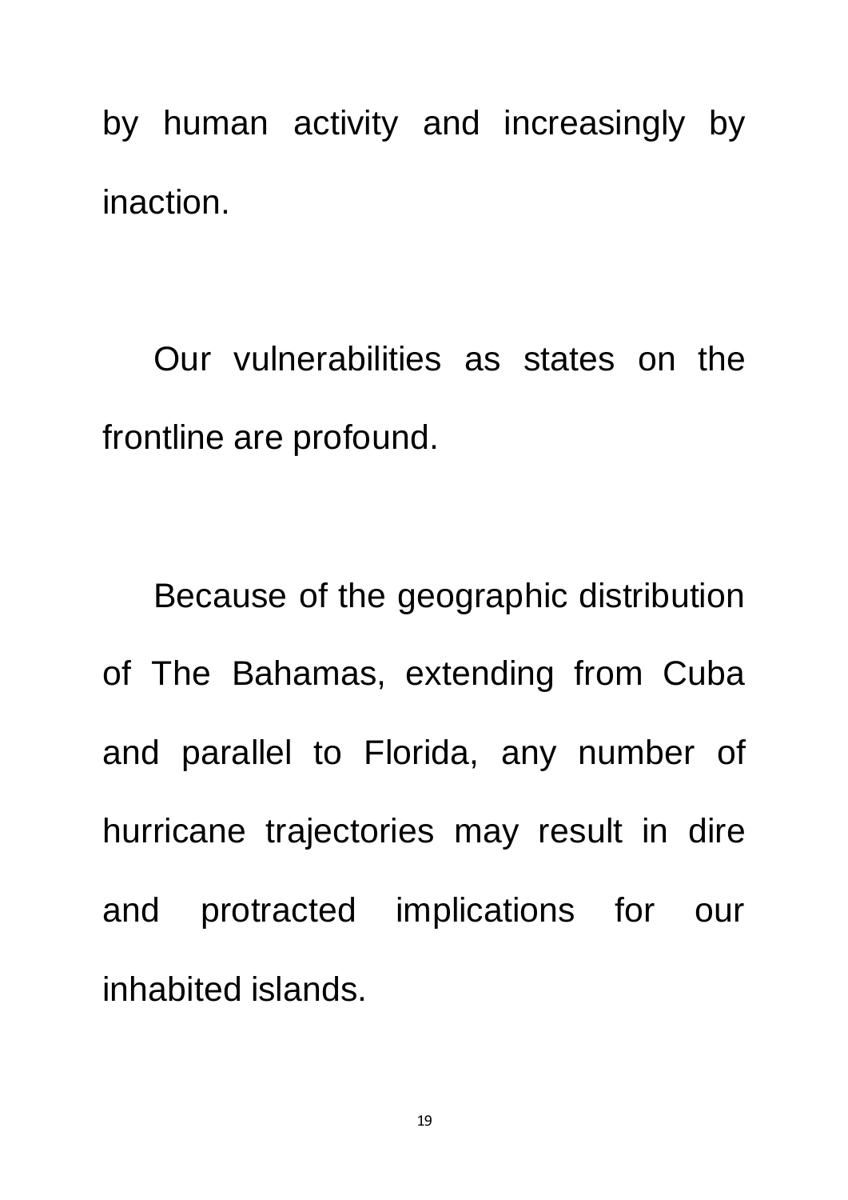by human activity and increasingly by inaction.

Our vulnerabilities as states on the frontline are profound.

Because of the geographic distribution of The Bahamas, extending from Cuba and parallel to Florida, any number of hurricane trajectories may result in dire and protracted implications for our inhabited islands.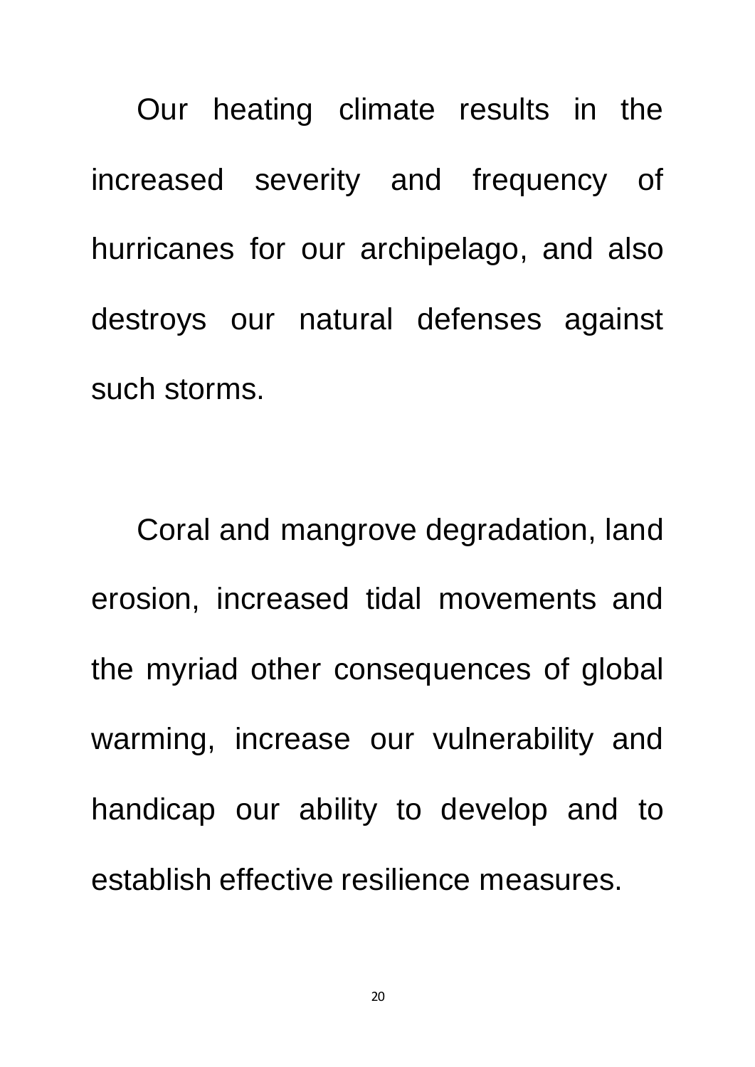Our heating climate results in the increased severity and frequency of hurricanes for our archipelago, and also destroys our natural defenses against such storms.

Coral and mangrove degradation, land erosion, increased tidal movements and the myriad other consequences of global warming, increase our vulnerability and handicap our ability to develop and to establish effective resilience measures.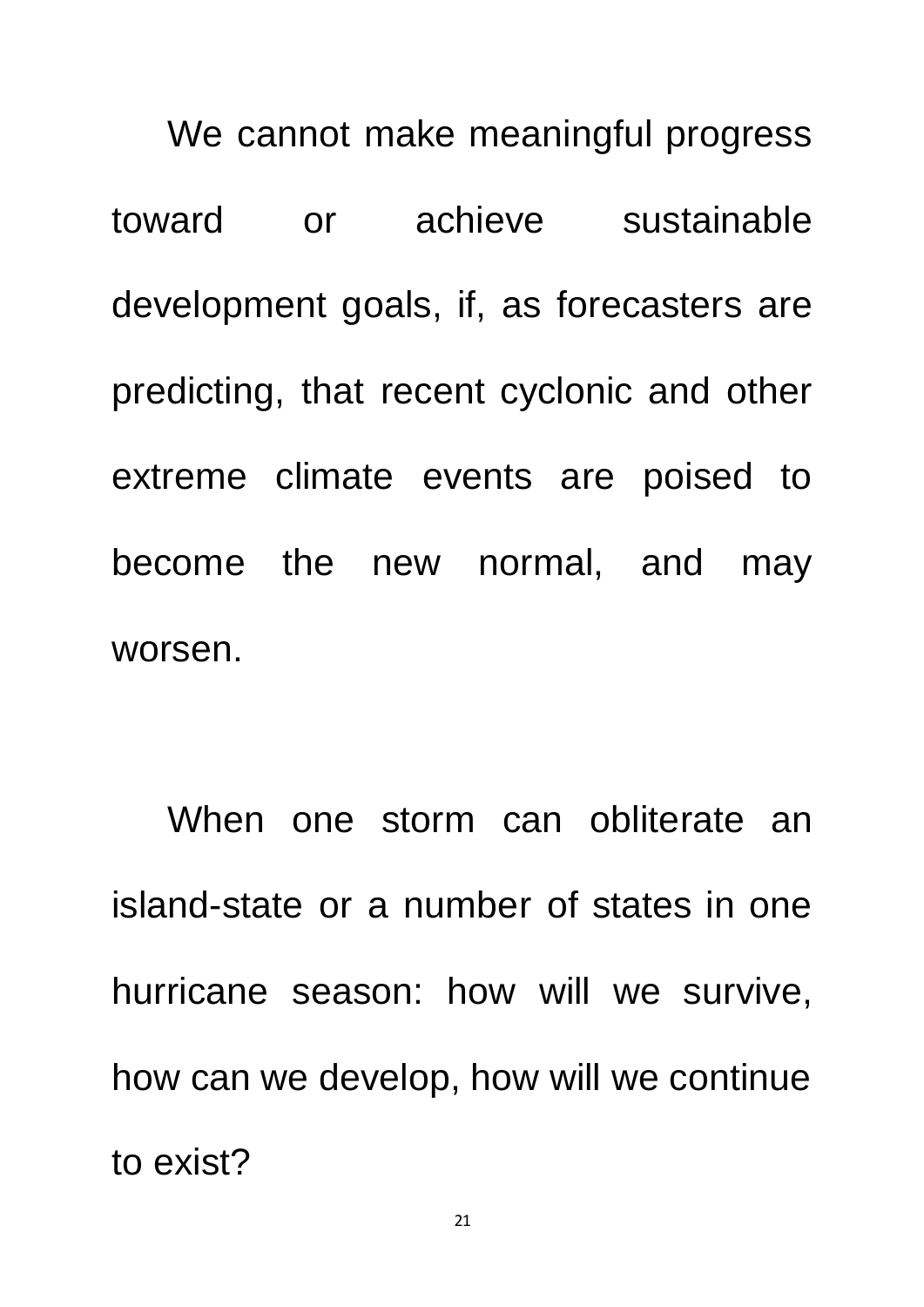We cannot make meaningful progress toward or achieve sustainable development goals, if, as forecasters are predicting, that recent cyclonic and other extreme climate events are poised to become the new normal, and may worsen.

When one storm can obliterate an island-state or a number of states in one hurricane season: how will we survive, how can we develop, how will we continue to exist?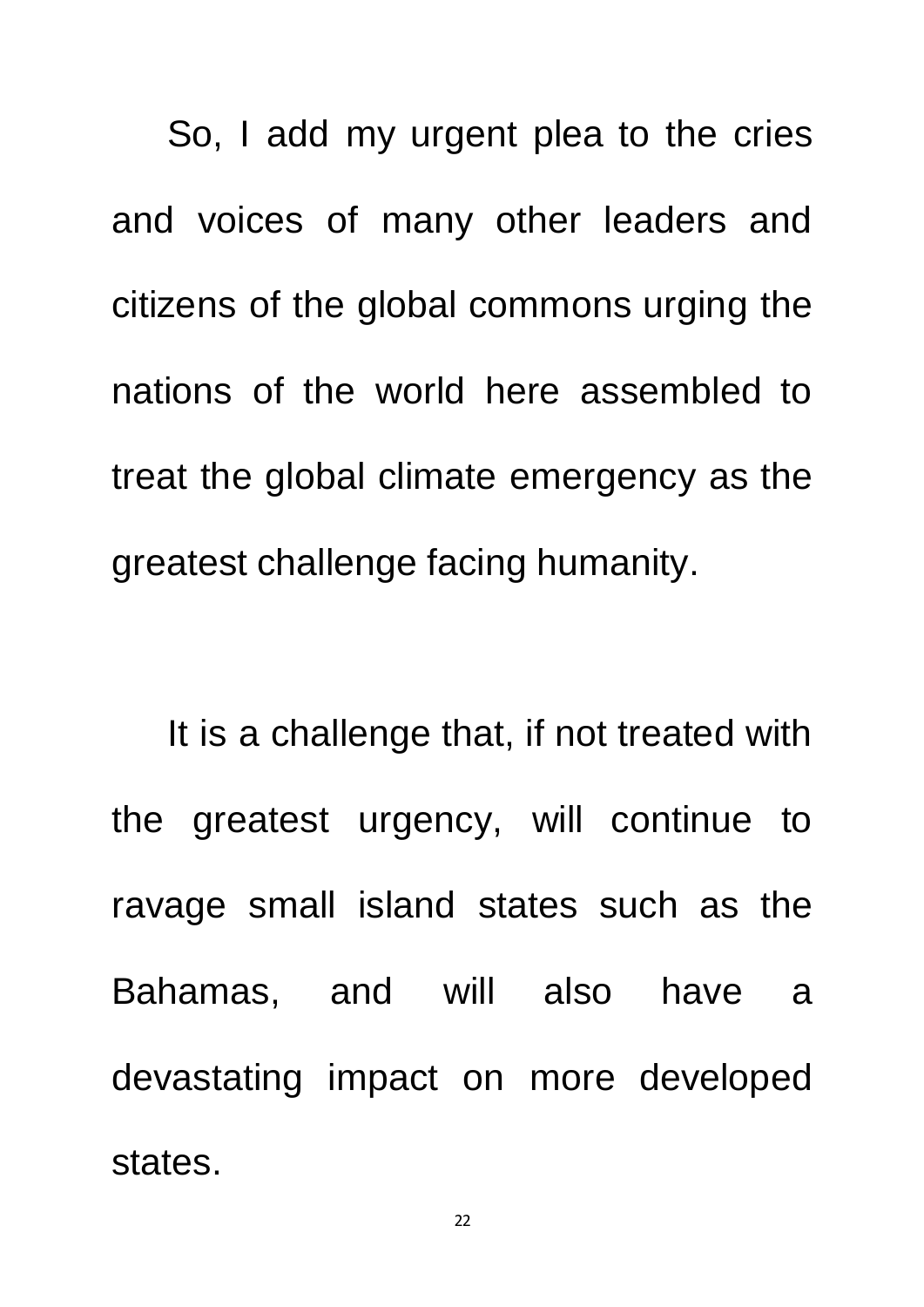So, I add my urgent plea to the cries and voices of many other leaders and citizens of the global commons urging the nations of the world here assembled to treat the global climate emergency as the greatest challenge facing humanity.

It is a challenge that, if not treated with the greatest urgency, will continue to ravage small island states such as the Bahamas, and will also have a devastating impact on more developed states.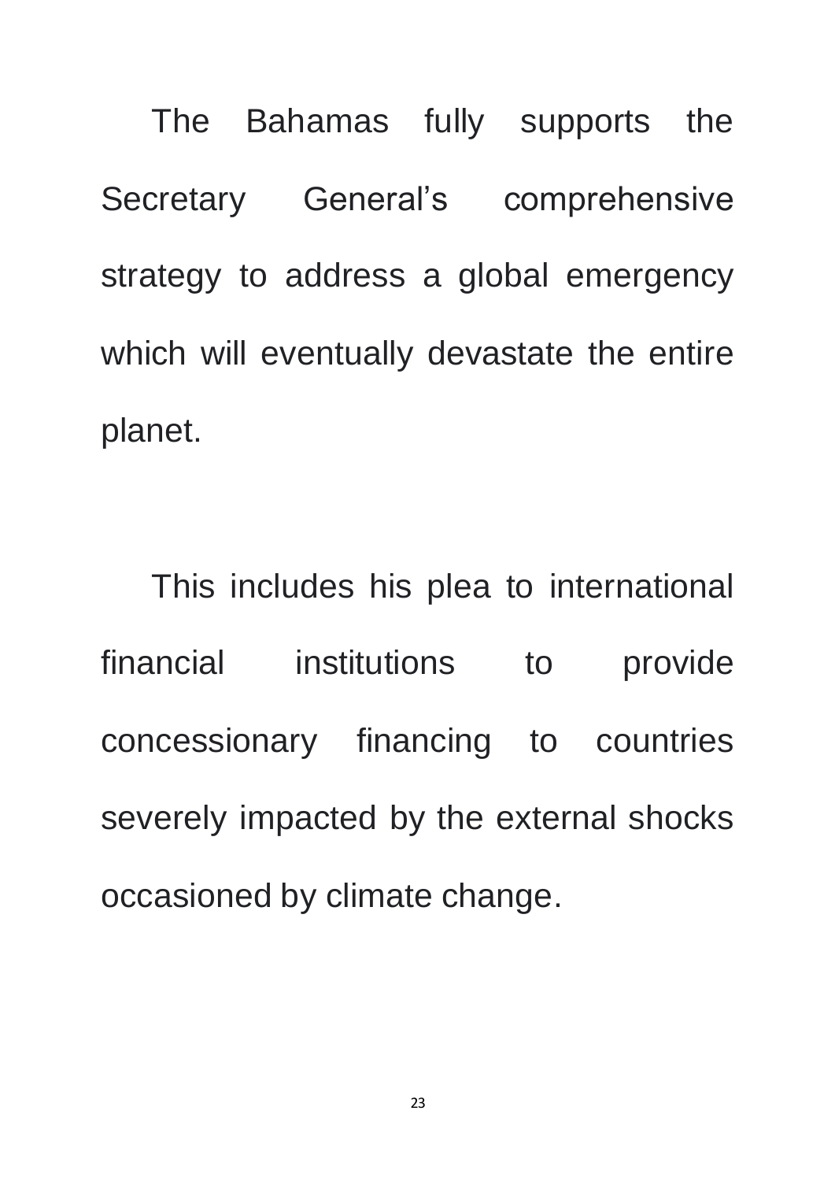The Bahamas fully supports the Secretary General's comprehensive strategy to address a global emergency which will eventually devastate the entire planet.

This includes his plea to international financial institutions to provide concessionary financing to countries severely impacted by the external shocks occasioned by climate change.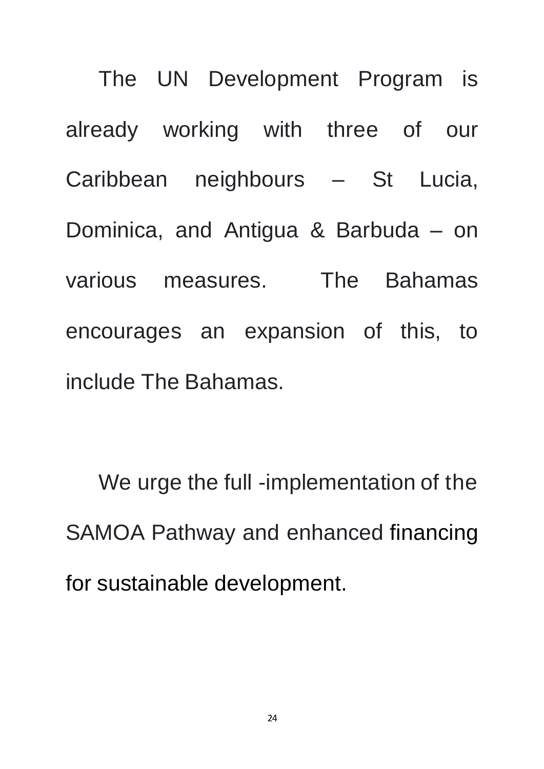The UN Development Program is already working with three of our Caribbean neighbours – St Lucia, Dominica, and Antigua & Barbuda – on various measures.  The Bahamas encourages an expansion of this, to include The Bahamas.

We urge the full -implementation of the SAMOA Pathway and enhanced financing for sustainable development.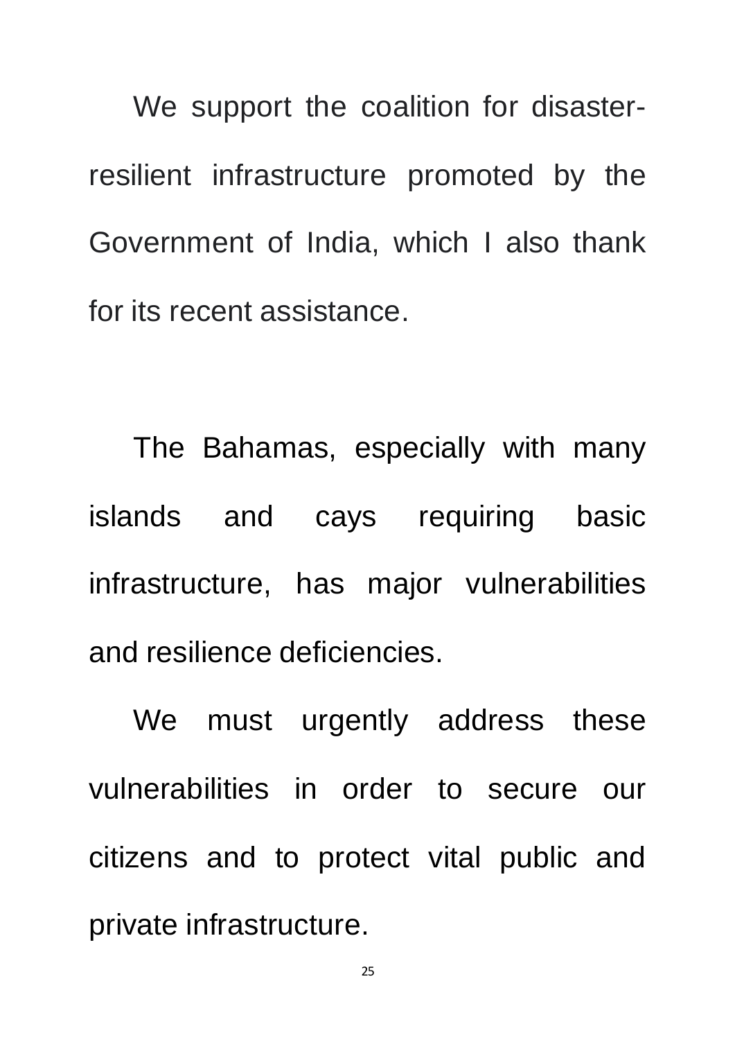We support the coalition for disaster-resilient infrastructure promoted by the Government of India, which I also thank for its recent assistance.

The Bahamas, especially with many islands and cays requiring basic infrastructure, has major vulnerabilities and resilience deficiencies.

We must urgently address these vulnerabilities in order to secure our citizens and to protect vital public and private infrastructure.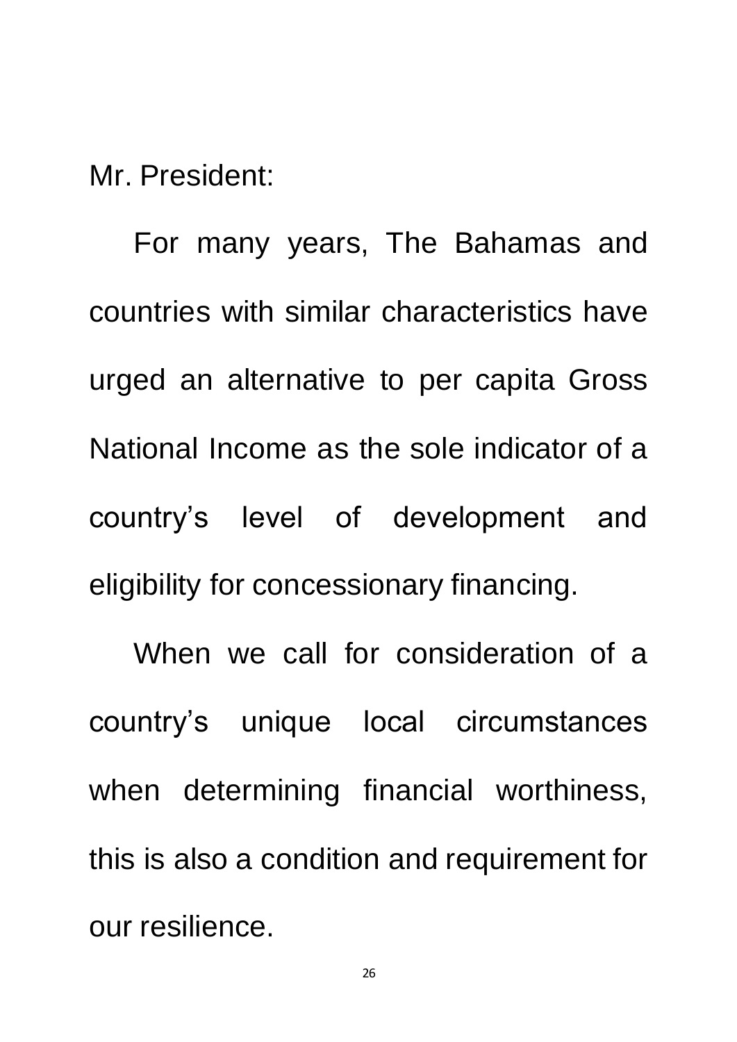Mr. President:

For many years, The Bahamas and countries with similar characteristics have urged an alternative to per capita Gross National Income as the sole indicator of a country's level of development and eligibility for concessionary financing.

When we call for consideration of a country's unique local circumstances when determining financial worthiness, this is also a condition and requirement for our resilience.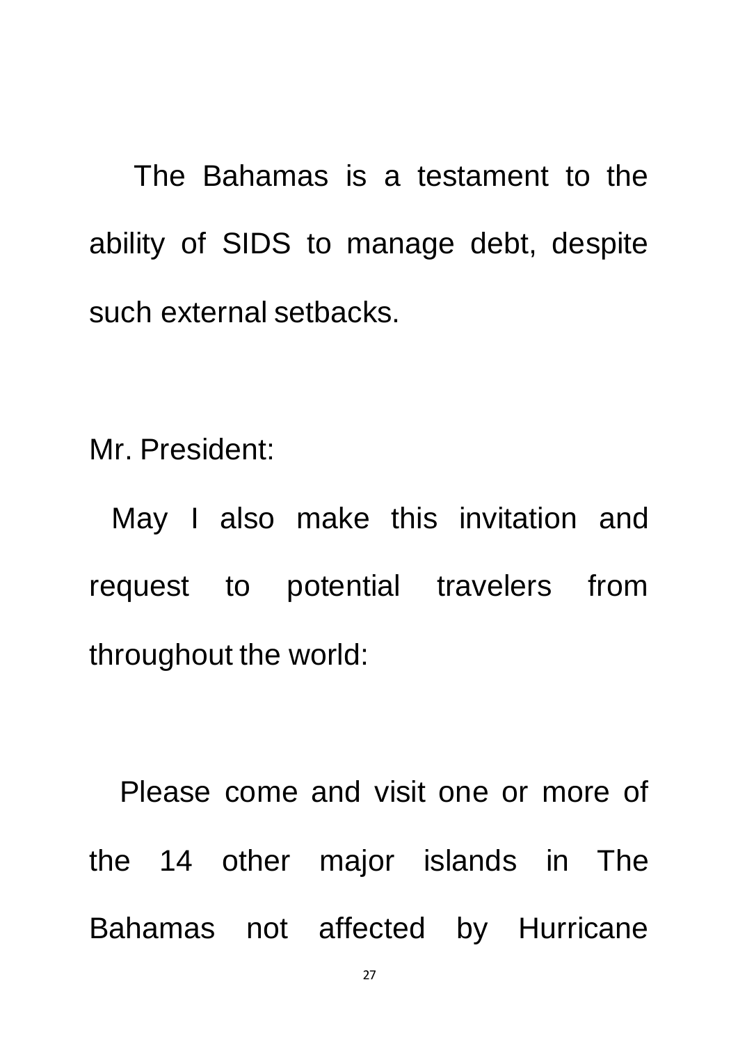The Bahamas is a testament to the ability of SIDS to manage debt, despite such external setbacks.

Mr. President:

May I also make this invitation and request to potential travelers from throughout the world:

Please come and visit one or more of the 14 other major islands in The Bahamas not affected by Hurricane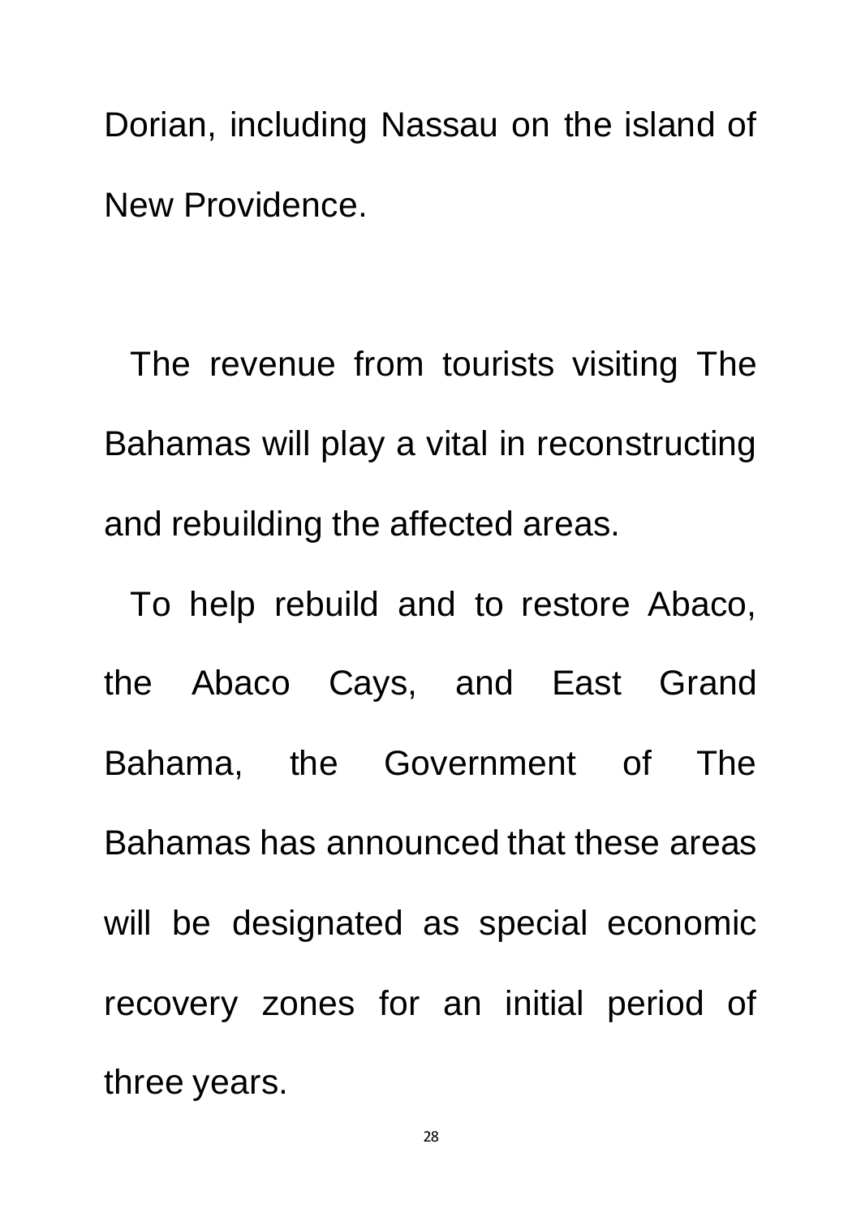Dorian, including Nassau on the island of New Providence.

The revenue from tourists visiting The Bahamas will play a vital in reconstructing and rebuilding the affected areas.

To help rebuild and to restore Abaco, the Abaco Cays, and East Grand Bahama, the Government of The Bahamas has announced that these areas will be designated as special economic recovery zones for an initial period of three years.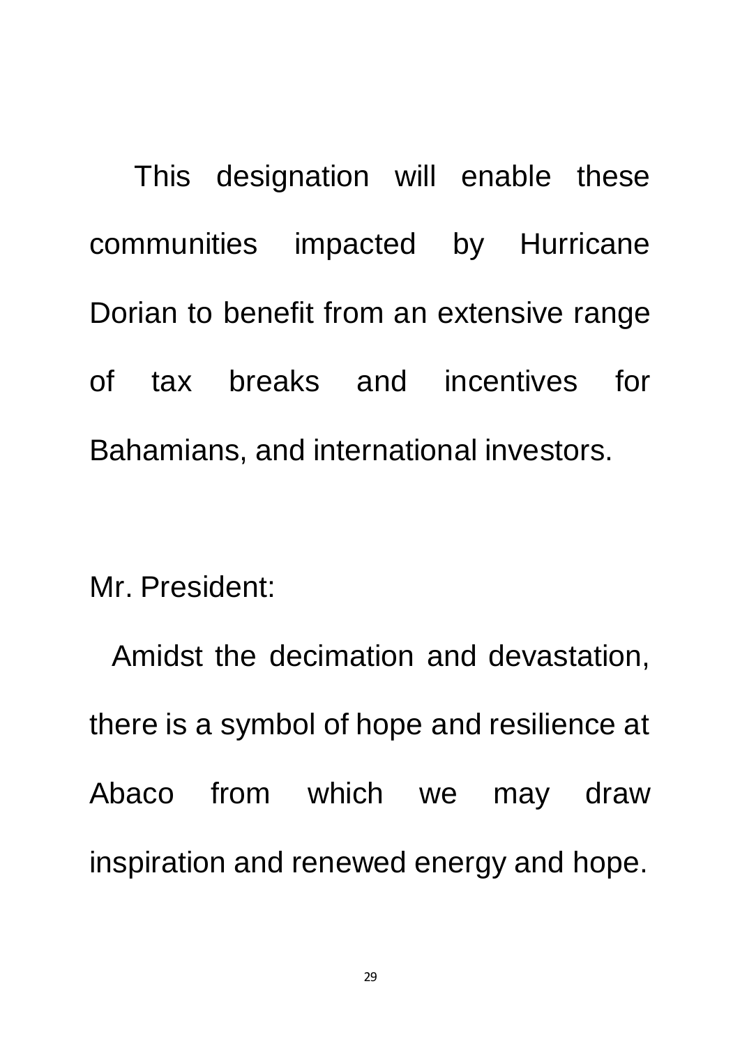This designation will enable these communities impacted by Hurricane Dorian to benefit from an extensive range of tax breaks and incentives for Bahamians, and international investors.

Mr. President:

Amidst the decimation and devastation, there is a symbol of hope and resilience at Abaco from which we may draw inspiration and renewed energy and hope.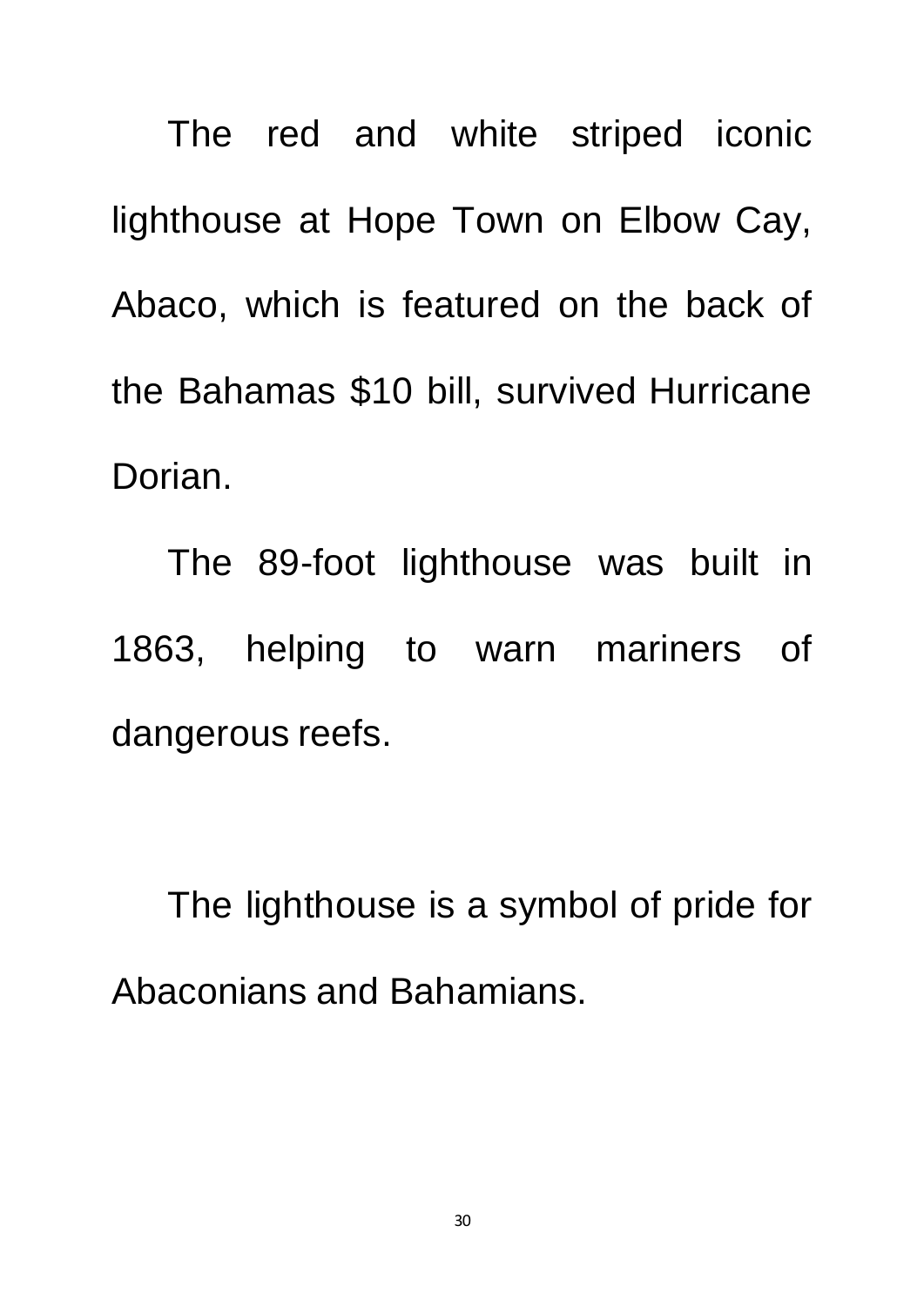The red and white striped iconic lighthouse at Hope Town on Elbow Cay, Abaco, which is featured on the back of the Bahamas $10 bill, survived Hurricane Dorian.

The 89-foot lighthouse was built in 1863, helping to warn mariners of dangerous reefs.

The lighthouse is a symbol of pride for Abaconians and Bahamians.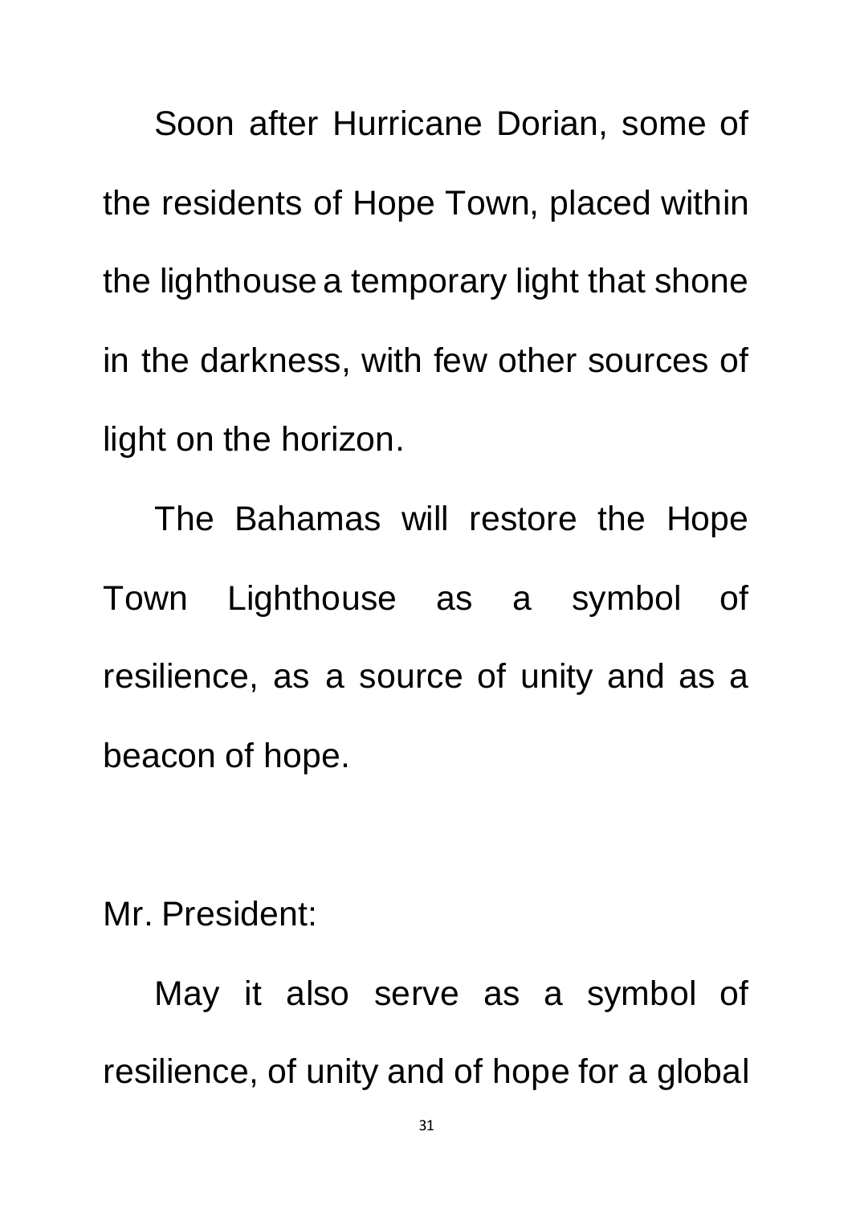Soon after Hurricane Dorian, some of the residents of Hope Town, placed within the lighthouse a temporary light that shone in the darkness, with few other sources of light on the horizon.

The Bahamas will restore the Hope Town Lighthouse as a symbol of resilience, as a source of unity and as a beacon of hope.

Mr. President:

May it also serve as a symbol of resilience, of unity and of hope for a global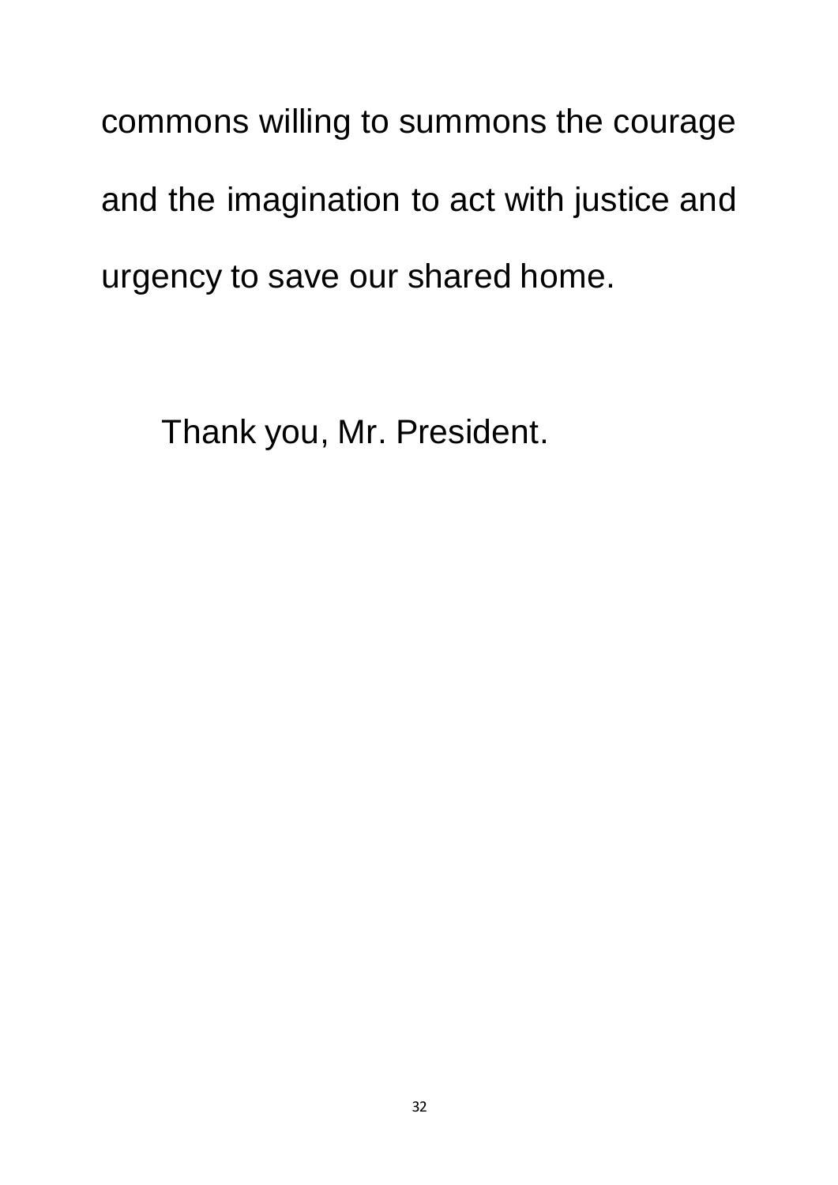commons willing to summons the courage and the imagination to act with justice and urgency to save our shared home.

Thank you, Mr. President.